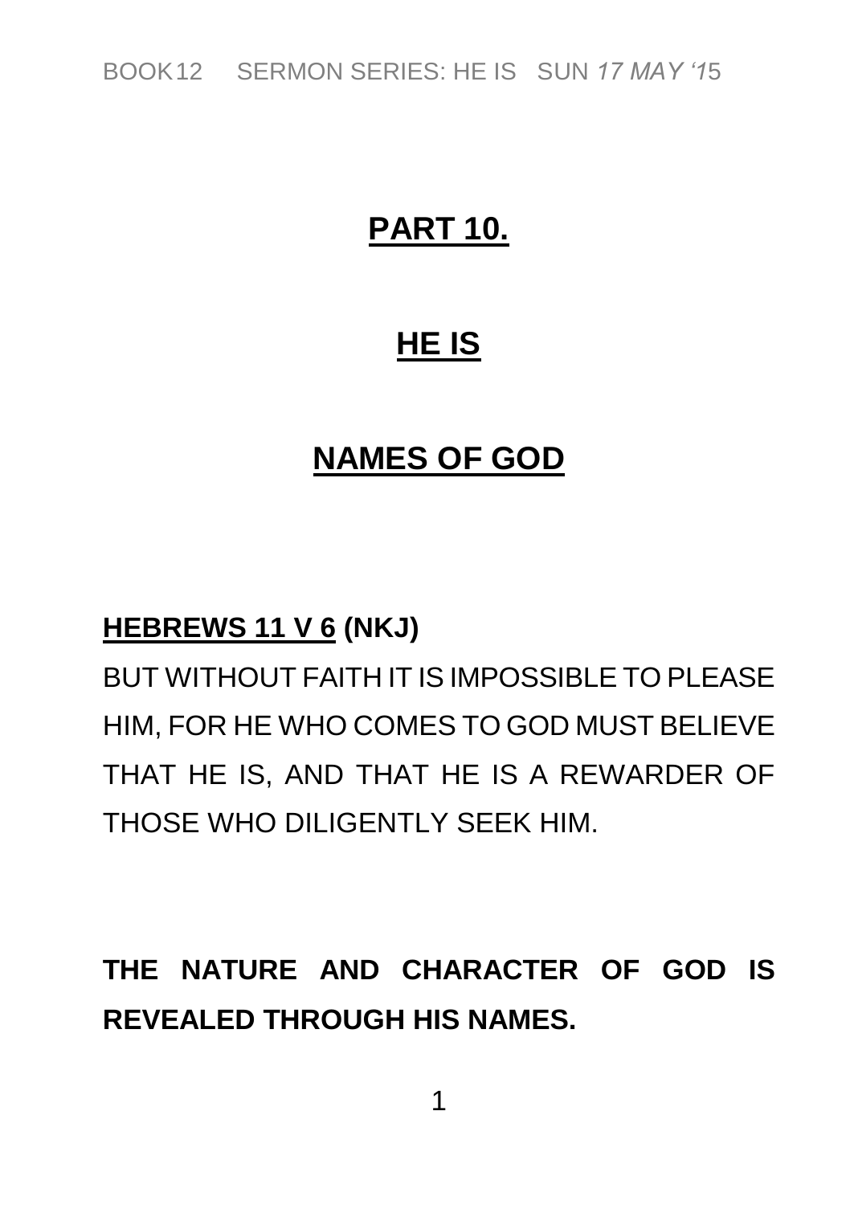# PART 10.

# HE IS

# NAMES OF GOD

**HEBREWS 11 V 6 (NKJ)**

BUT WITHOUT FAITH IT IS IMPOSSIBLE TO PLEASE HIM, FOR HE WHO COMES TO GOD MUST BELIEVE THAT HE IS, AND THAT HE IS A REWARDER OF THOSE WHO DILIGENTLY SEEK HIM.

**THE NATURE AND CHARACTER OF GOD IS REVEALED THROUGH HIS NAMES.**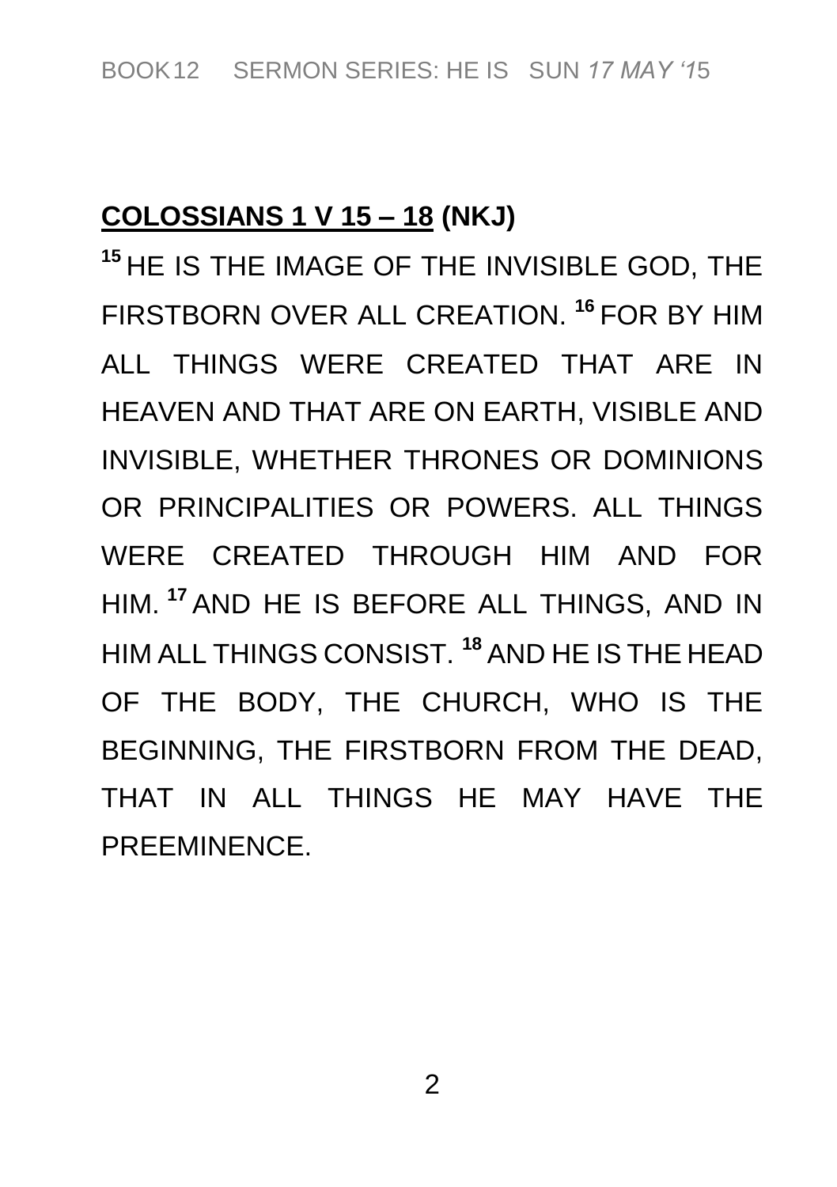**<u>COLOSSIANS 1 V 15 – 18</u> (NKJ)**

[15] HE IS THE IMAGE OF THE INVISIBLE GOD, THE FIRSTBORN OVER ALL CREATION. [16] FOR BY HIM ALL THINGS WERE CREATED THAT ARE IN HEAVEN AND THAT ARE ON EARTH, VISIBLE AND INVISIBLE, WHETHER THRONES OR DOMINIONS OR PRINCIPALITIES OR POWERS. ALL THINGS WERE CREATED THROUGH HIM AND FOR HIM. [17] AND HE IS BEFORE ALL THINGS, AND IN HIM ALL THINGS CONSIST. [18] AND HE IS THE HEAD OF THE BODY, THE CHURCH, WHO IS THE BEGINNING, THE FIRSTBORN FROM THE DEAD, THAT IN ALL THINGS HE MAY HAVE THE PREEMINENCE.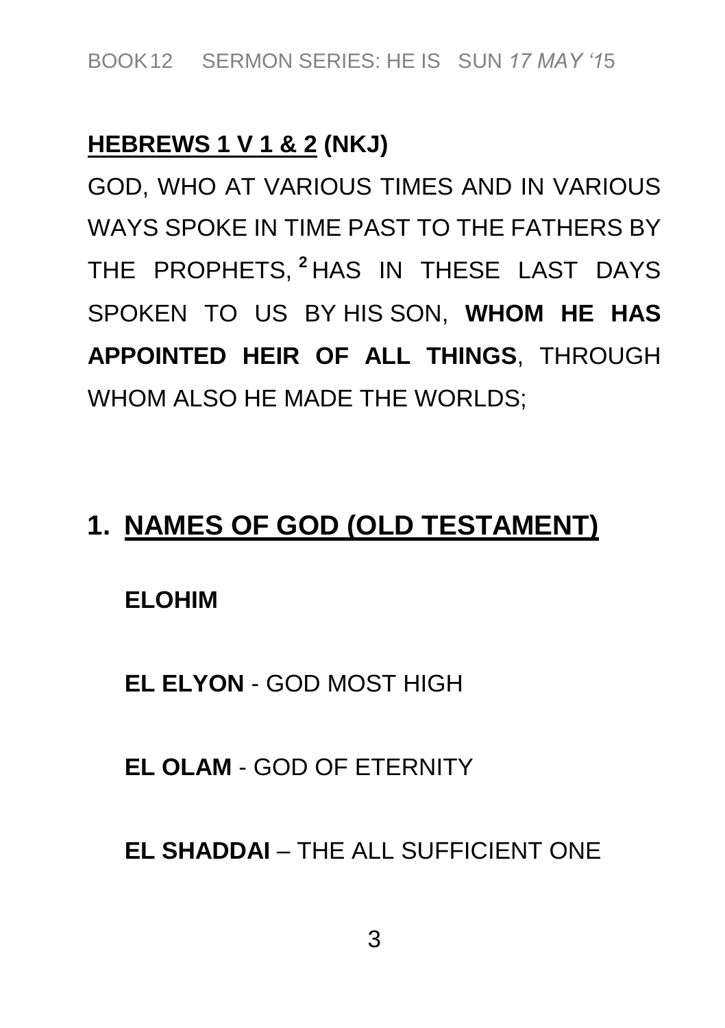**<u>HEBREWS 1 V 1 & 2</u> (NKJ)**

GOD, WHO AT VARIOUS TIMES AND IN VARIOUS WAYS SPOKE IN TIME PAST TO THE FATHERS BY THE PROPHETS, [2] HAS IN THESE LAST DAYS SPOKEN TO US BY HIS SON, **WHOM HE HAS APPOINTED HEIR OF ALL THINGS**, THROUGH WHOM ALSO HE MADE THE WORLDS;

## 1. <u>NAMES OF GOD (OLD TESTAMENT)</u>

**ELOHIM**

**EL ELYON** - GOD MOST HIGH

**EL OLAM** - GOD OF ETERNITY

**EL SHADDAI** – THE ALL SUFFICIENT ONE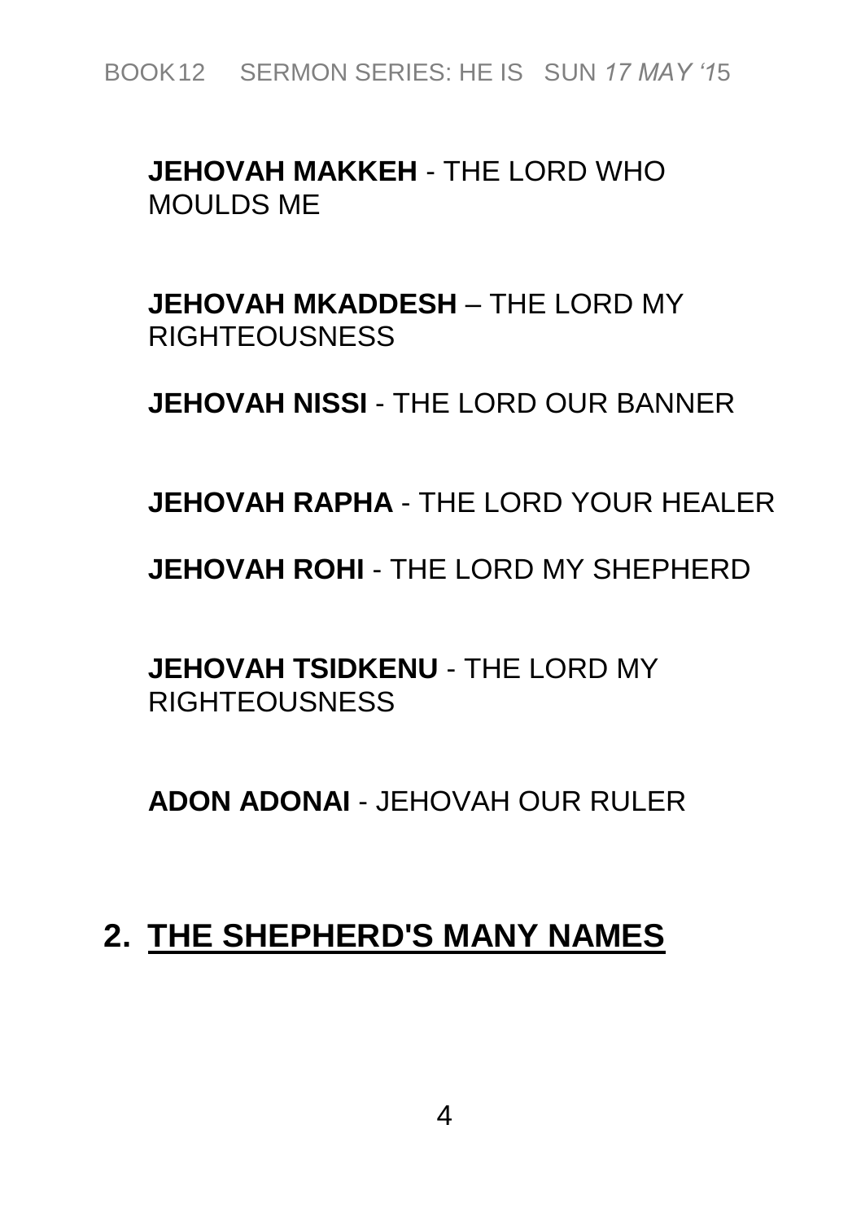**JEHOVAH MAKKEH** - THE LORD WHO MOULDS ME

**JEHOVAH MKADDESH** – THE LORD MY RIGHTEOUSNESS

**JEHOVAH NISSI** - THE LORD OUR BANNER

**JEHOVAH RAPHA** - THE LORD YOUR HEALER

**JEHOVAH ROHI** - THE LORD MY SHEPHERD

**JEHOVAH TSIDKENU** - THE LORD MY RIGHTEOUSNESS

**ADON ADONAI** - JEHOVAH OUR RULER

## 2. THE SHEPHERD'S MANY NAMES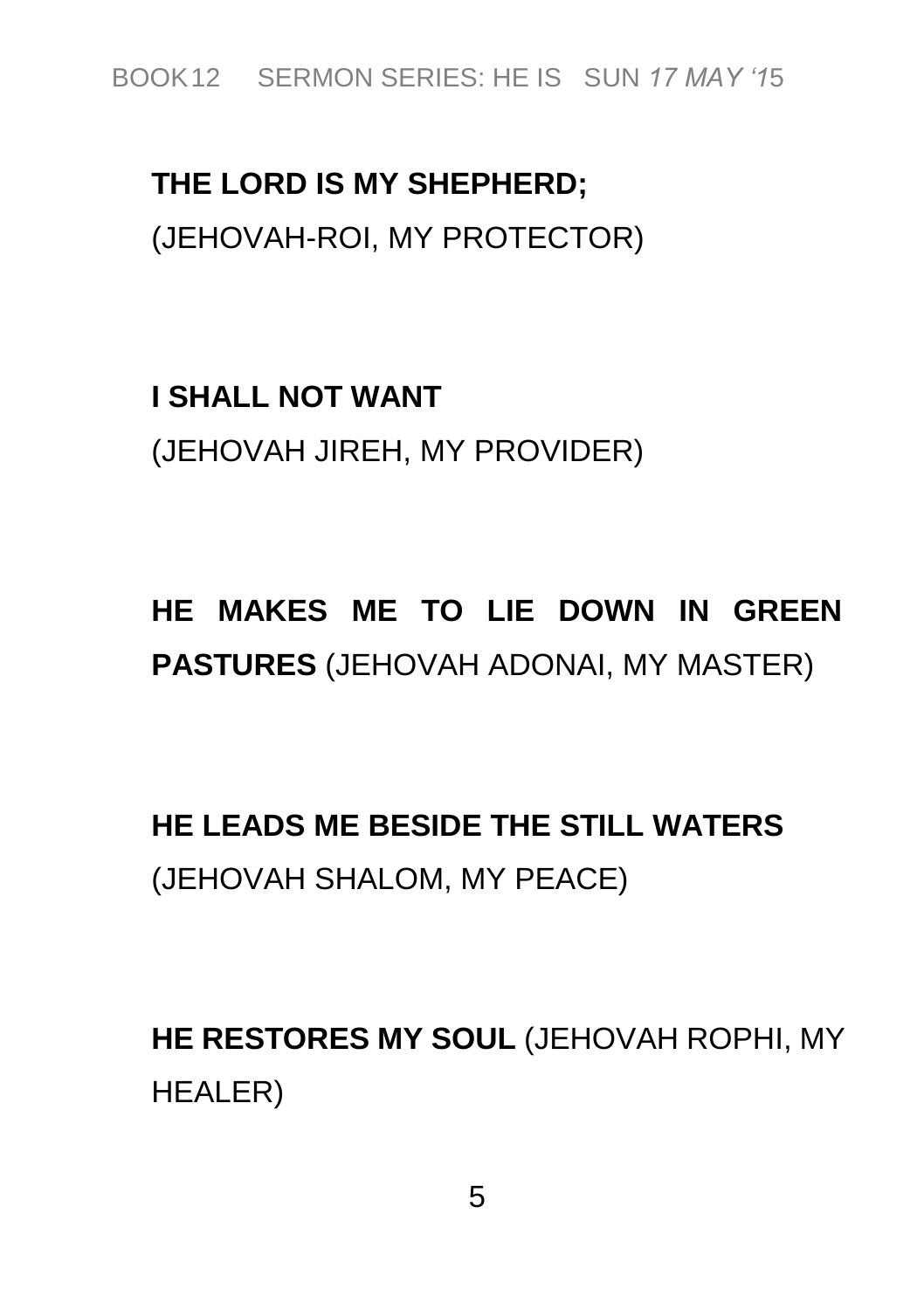**THE LORD IS MY SHEPHERD;**
(JEHOVAH-ROI, MY PROTECTOR)

**I SHALL NOT WANT**
(JEHOVAH JIREH, MY PROVIDER)

**HE MAKES ME TO LIE DOWN IN GREEN PASTURES** (JEHOVAH ADONAI, MY MASTER)

**HE LEADS ME BESIDE THE STILL WATERS**
(JEHOVAH SHALOM, MY PEACE)

**HE RESTORES MY SOUL** (JEHOVAH ROPHI, MY HEALER)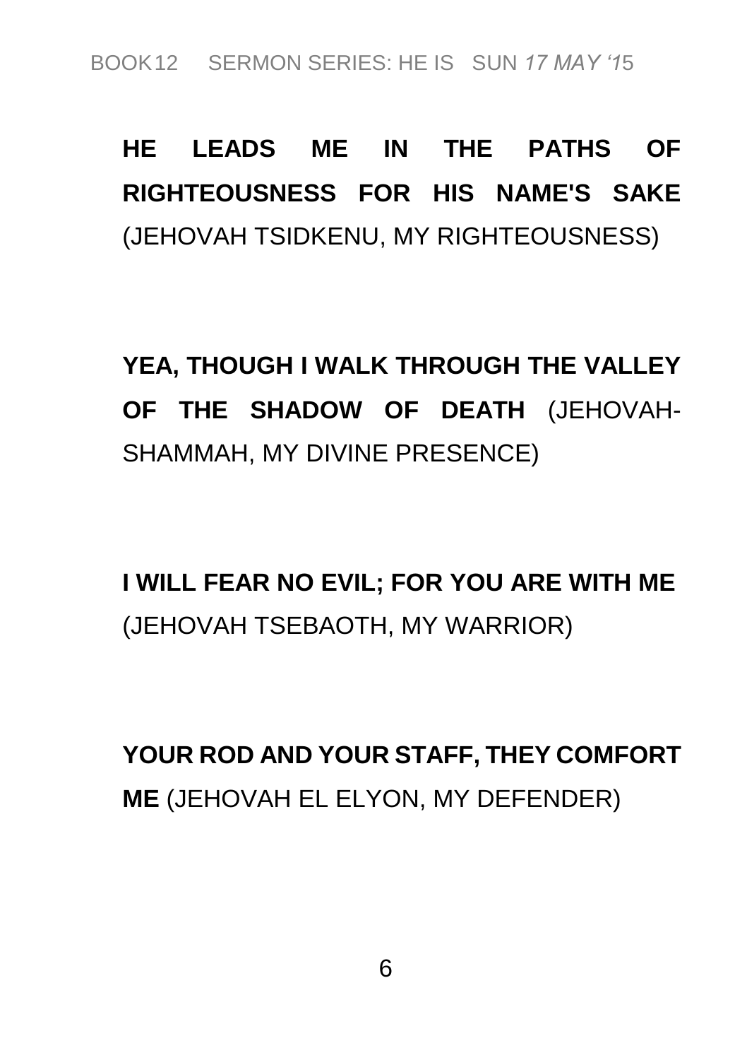**HE LEADS ME IN THE PATHS OF RIGHTEOUSNESS FOR HIS NAME'S SAKE** (JEHOVAH TSIDKENU, MY RIGHTEOUSNESS)

**YEA, THOUGH I WALK THROUGH THE VALLEY OF THE SHADOW OF DEATH** (JEHOVAH-SHAMMAH, MY DIVINE PRESENCE)

**I WILL FEAR NO EVIL; FOR YOU ARE WITH ME** (JEHOVAH TSEBAOTH, MY WARRIOR)

**YOUR ROD AND YOUR STAFF, THEY COMFORT ME** (JEHOVAH EL ELYON, MY DEFENDER)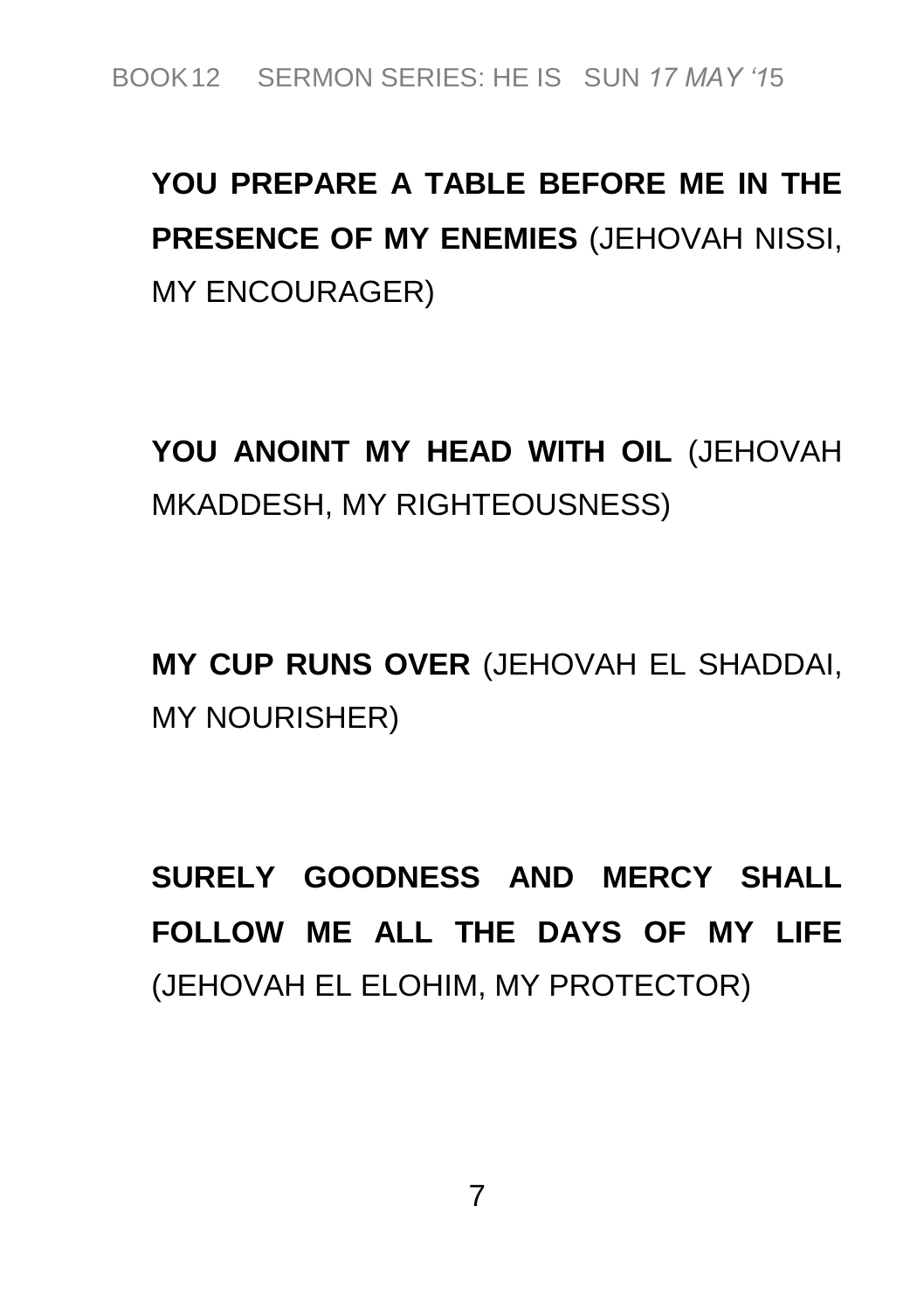**YOU PREPARE A TABLE BEFORE ME IN THE PRESENCE OF MY ENEMIES** (JEHOVAH NISSI, MY ENCOURAGER)

**YOU ANOINT MY HEAD WITH OIL** (JEHOVAH MKADDESH, MY RIGHTEOUSNESS)

**MY CUP RUNS OVER** (JEHOVAH EL SHADDAI, MY NOURISHER)

**SURELY GOODNESS AND MERCY SHALL FOLLOW ME ALL THE DAYS OF MY LIFE** (JEHOVAH EL ELOHIM, MY PROTECTOR)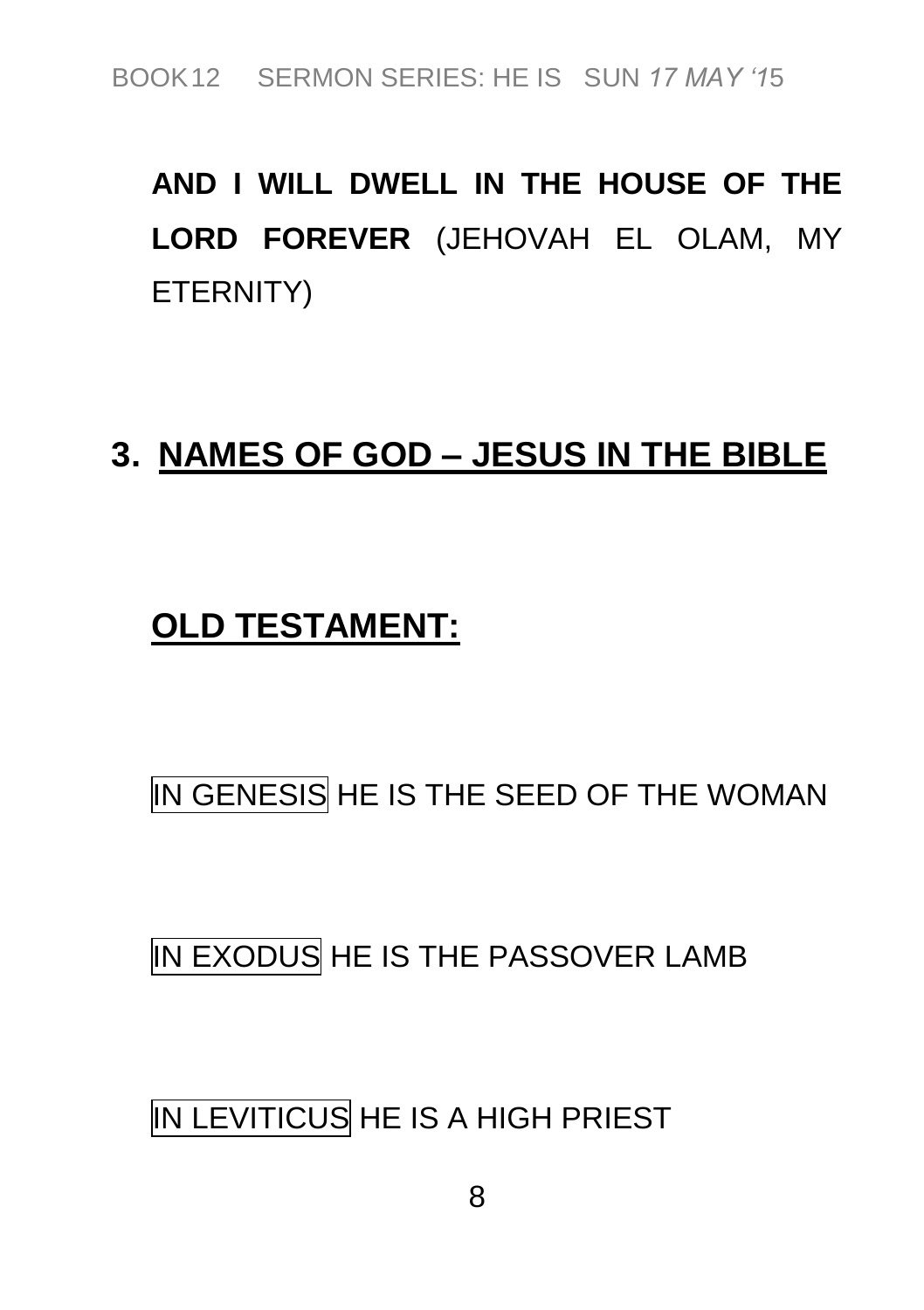**AND I WILL DWELL IN THE HOUSE OF THE LORD FOREVER** (JEHOVAH EL OLAM, MY ETERNITY)

## 3. NAMES OF GOD – JESUS IN THE BIBLE

### OLD TESTAMENT:

IN GENESIS HE IS THE SEED OF THE WOMAN

IN EXODUS HE IS THE PASSOVER LAMB

IN LEVITICUS HE IS A HIGH PRIEST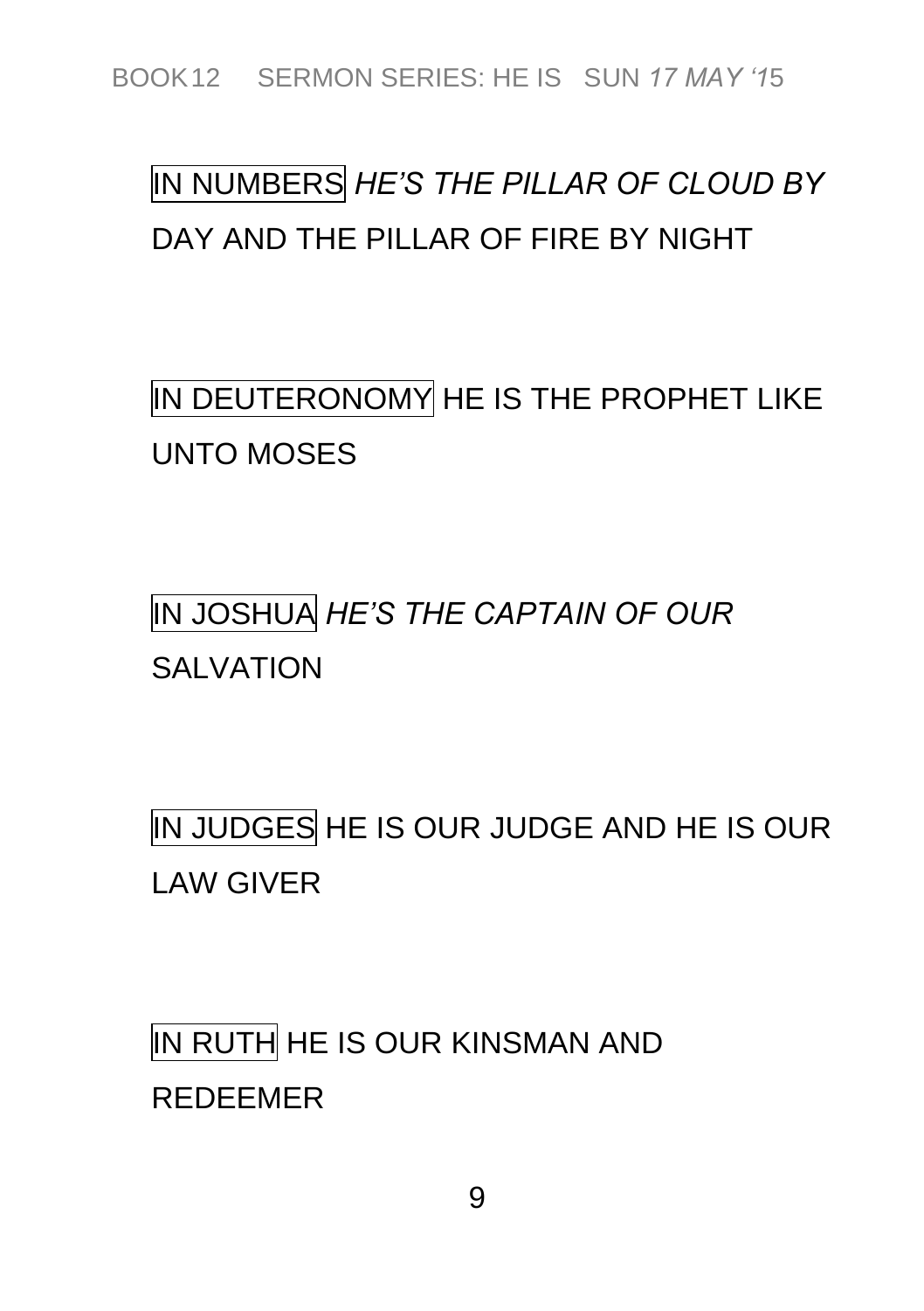IN NUMBERS *HE'S THE PILLAR OF CLOUD BY* DAY AND THE PILLAR OF FIRE BY NIGHT

IN DEUTERONOMY HE IS THE PROPHET LIKE UNTO MOSES

IN JOSHUA *HE'S THE CAPTAIN OF OUR* SALVATION

IN JUDGES HE IS OUR JUDGE AND HE IS OUR LAW GIVER

IN RUTH HE IS OUR KINSMAN AND REDEEMER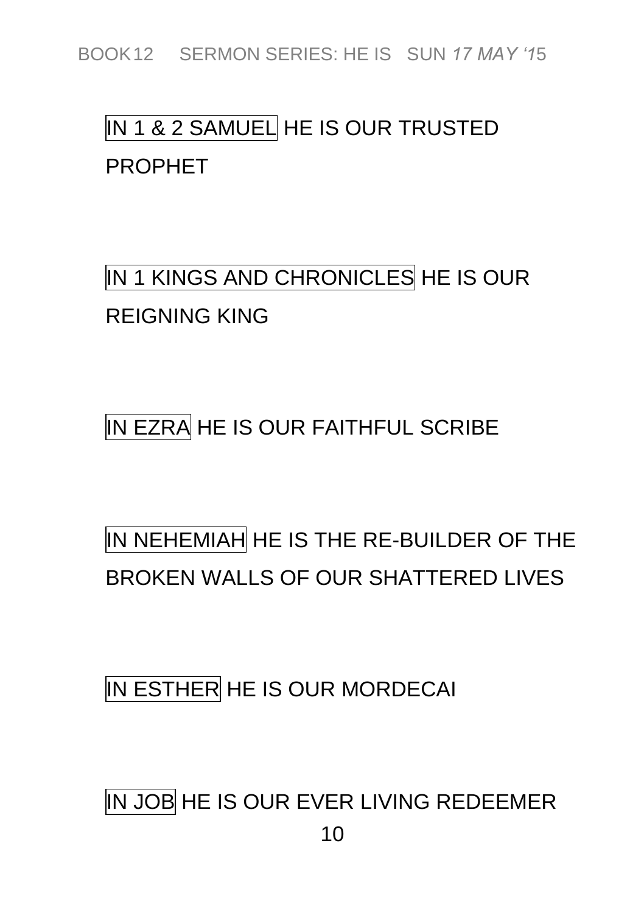IN 1 & 2 SAMUEL HE IS OUR TRUSTED PROPHET

IN 1 KINGS AND CHRONICLES HE IS OUR REIGNING KING

IN EZRA HE IS OUR FAITHFUL SCRIBE

IN NEHEMIAH HE IS THE RE-BUILDER OF THE BROKEN WALLS OF OUR SHATTERED LIVES

IN ESTHER HE IS OUR MORDECAI

IN JOB HE IS OUR EVER LIVING REDEEMER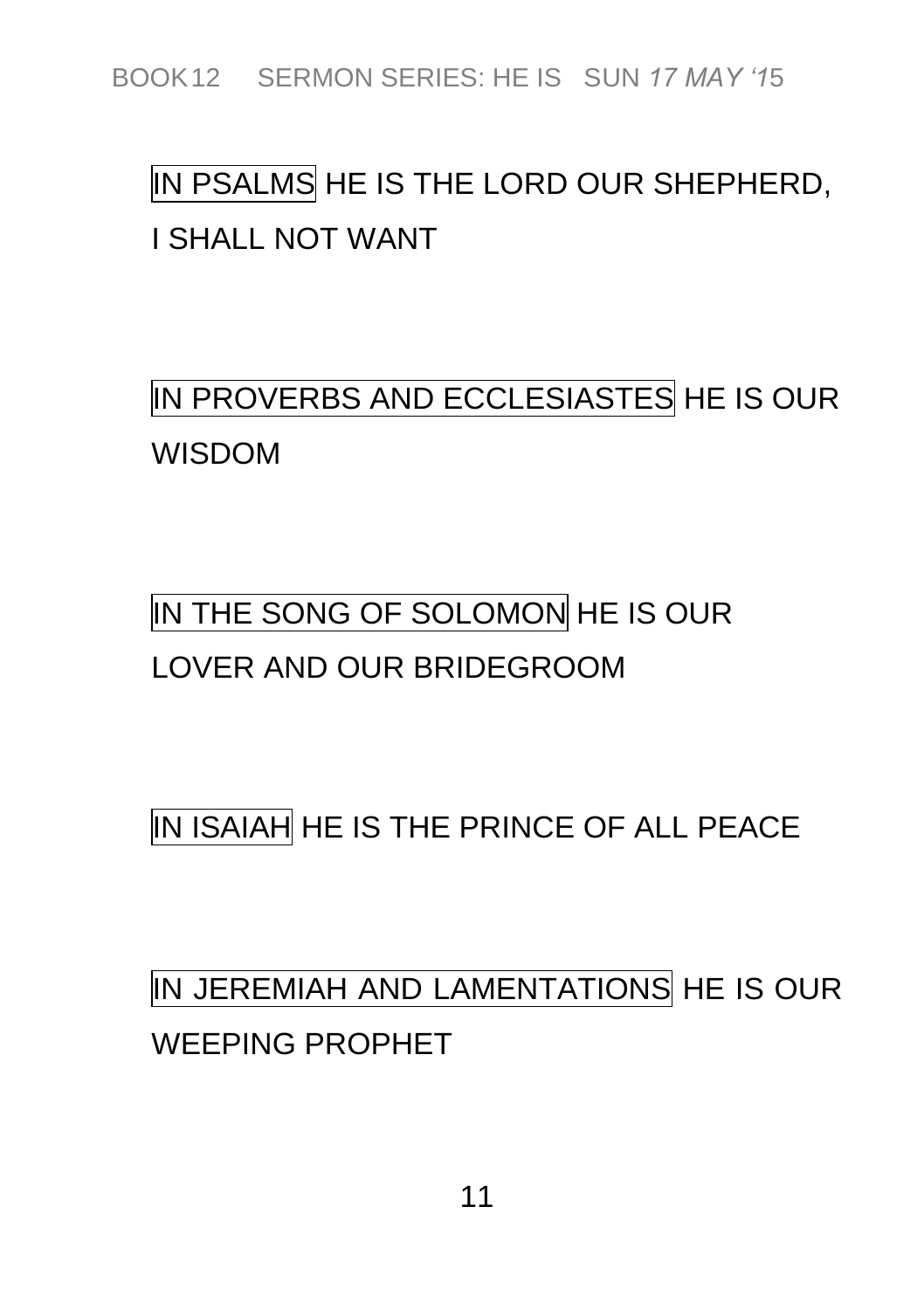IN PSALMS HE IS THE LORD OUR SHEPHERD, I SHALL NOT WANT

IN PROVERBS AND ECCLESIASTES HE IS OUR WISDOM

IN THE SONG OF SOLOMON HE IS OUR LOVER AND OUR BRIDEGROOM

IN ISAIAH HE IS THE PRINCE OF ALL PEACE

IN JEREMIAH AND LAMENTATIONS HE IS OUR WEEPING PROPHET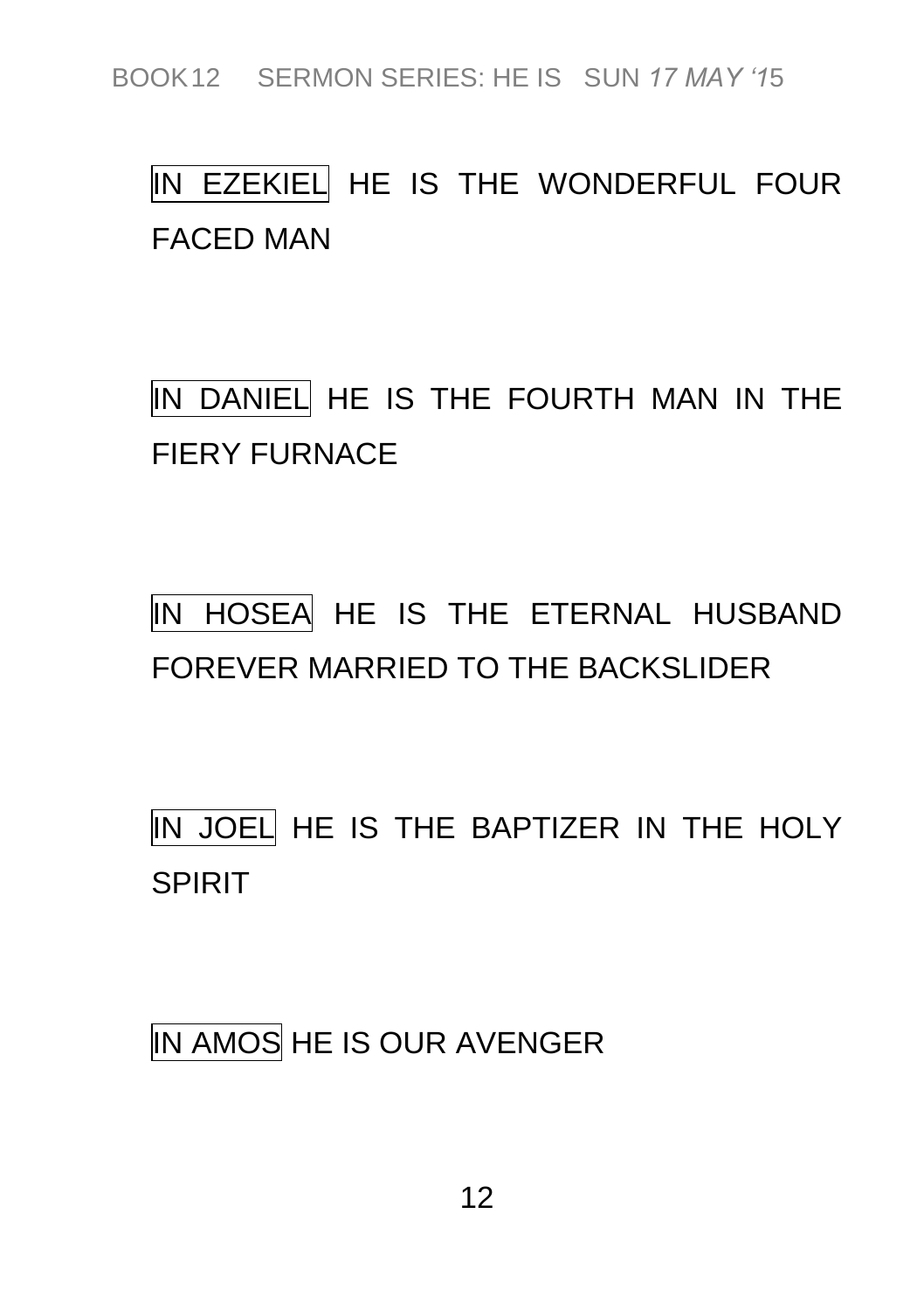IN EZEKIEL HE IS THE WONDERFUL FOUR FACED MAN

IN DANIEL HE IS THE FOURTH MAN IN THE FIERY FURNACE

IN HOSEA HE IS THE ETERNAL HUSBAND FOREVER MARRIED TO THE BACKSLIDER

IN JOEL HE IS THE BAPTIZER IN THE HOLY SPIRIT

IN AMOS HE IS OUR AVENGER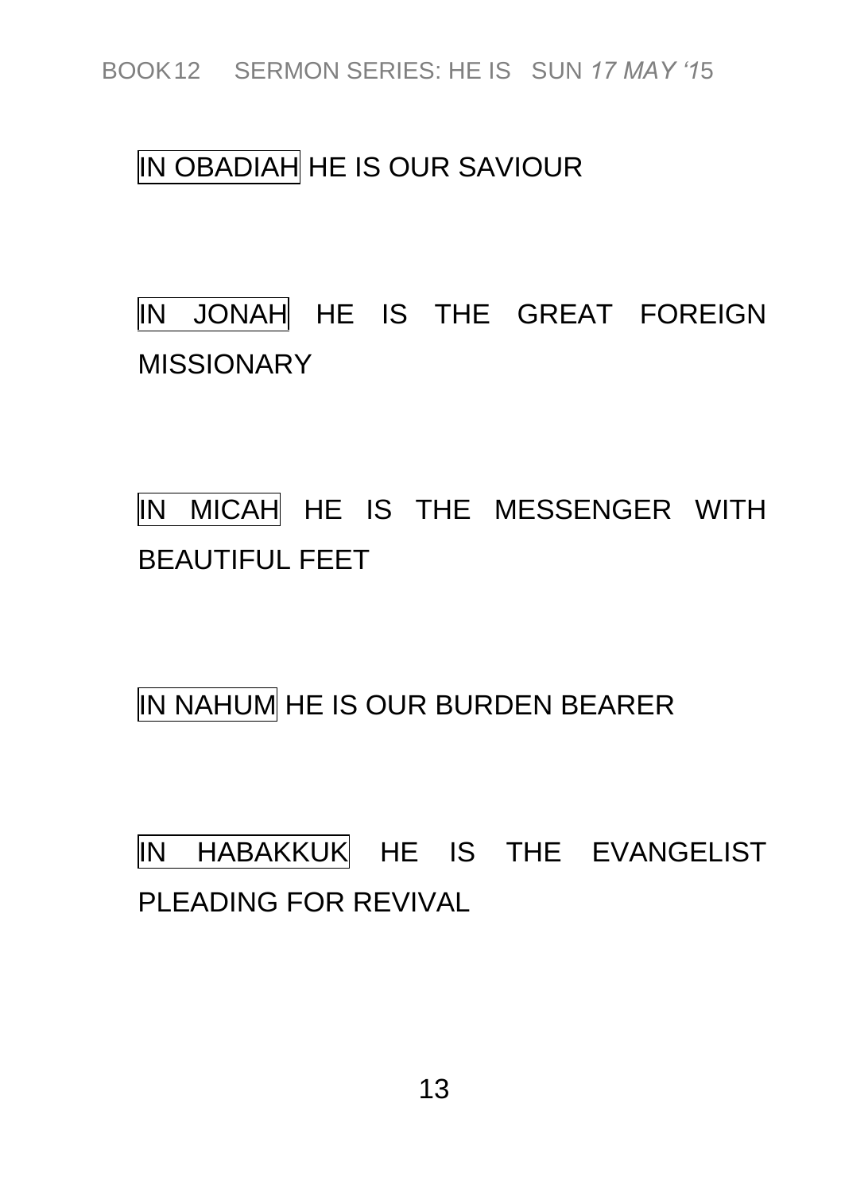IN OBADIAH HE IS OUR SAVIOUR

IN JONAH HE IS THE GREAT FOREIGN MISSIONARY

IN MICAH HE IS THE MESSENGER WITH BEAUTIFUL FEET

IN NAHUM HE IS OUR BURDEN BEARER

IN HABAKKUK HE IS THE EVANGELIST PLEADING FOR REVIVAL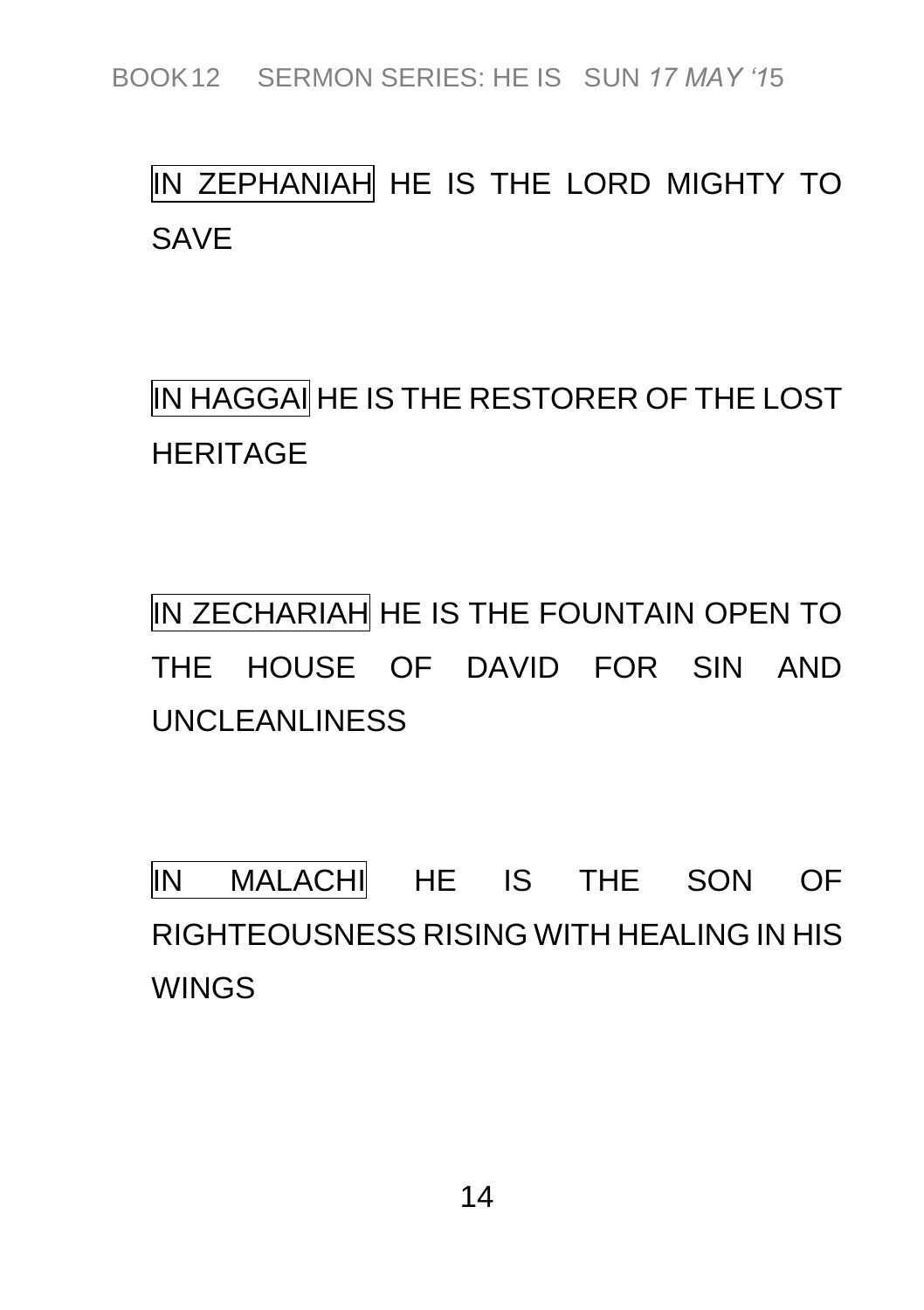IN ZEPHANIAH HE IS THE LORD MIGHTY TO SAVE

IN HAGGAI HE IS THE RESTORER OF THE LOST HERITAGE

IN ZECHARIAH HE IS THE FOUNTAIN OPEN TO THE HOUSE OF DAVID FOR SIN AND UNCLEANLINESS

IN MALACHI HE IS THE SON OF RIGHTEOUSNESS RISING WITH HEALING IN HIS WINGS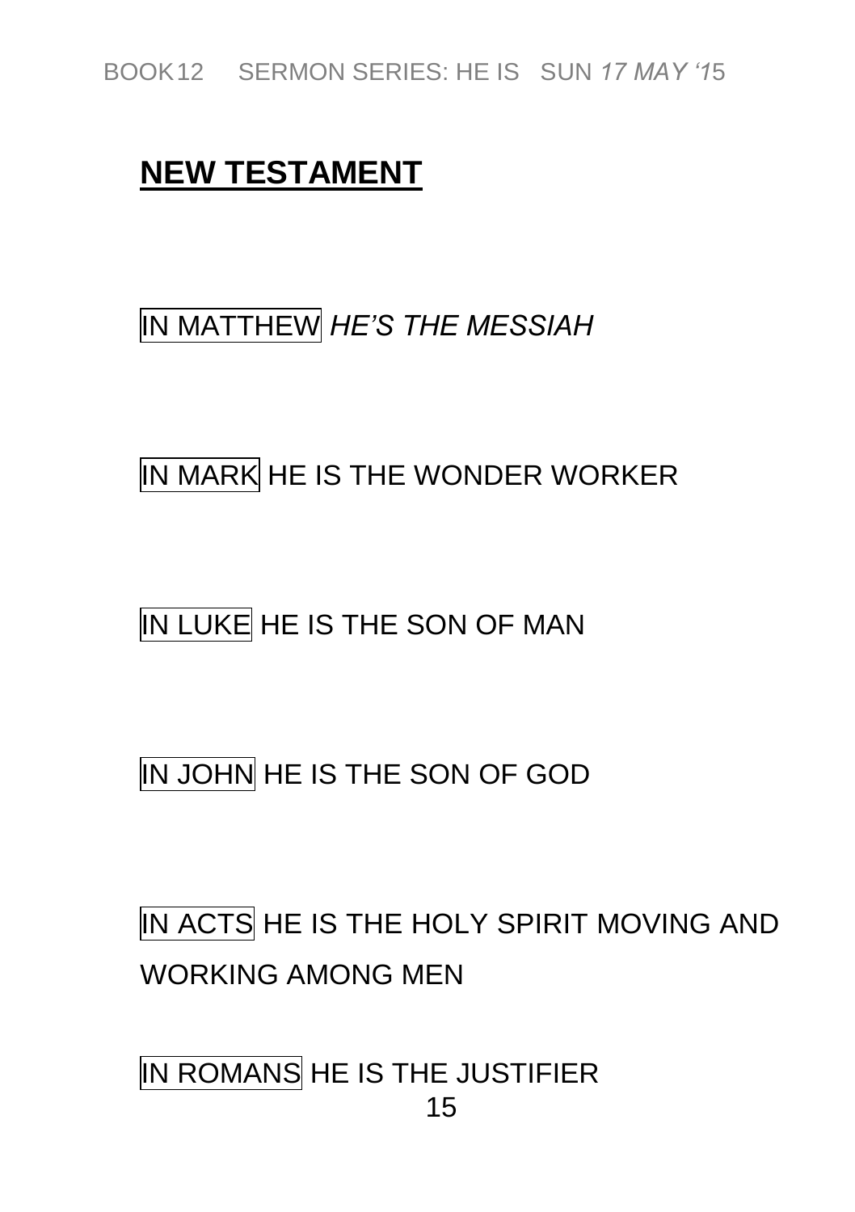## NEW TESTAMENT

IN MATTHEW *HE'S THE MESSIAH*

IN MARK HE IS THE WONDER WORKER

IN LUKE HE IS THE SON OF MAN

IN JOHN HE IS THE SON OF GOD

IN ACTS HE IS THE HOLY SPIRIT MOVING AND WORKING AMONG MEN

IN ROMANS HE IS THE JUSTIFIER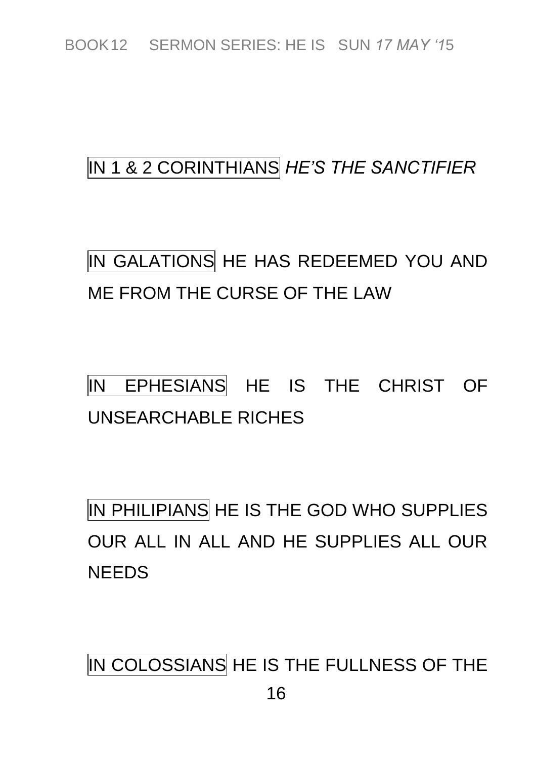IN 1 & 2 CORINTHIANS *HE'S THE SANCTIFIER*

IN GALATIONS HE HAS REDEEMED YOU AND ME FROM THE CURSE OF THE LAW

IN EPHESIANS HE IS THE CHRIST OF UNSEARCHABLE RICHES

IN PHILIPIANS HE IS THE GOD WHO SUPPLIES OUR ALL IN ALL AND HE SUPPLIES ALL OUR NEEDS

IN COLOSSIANS HE IS THE FULLNESS OF THE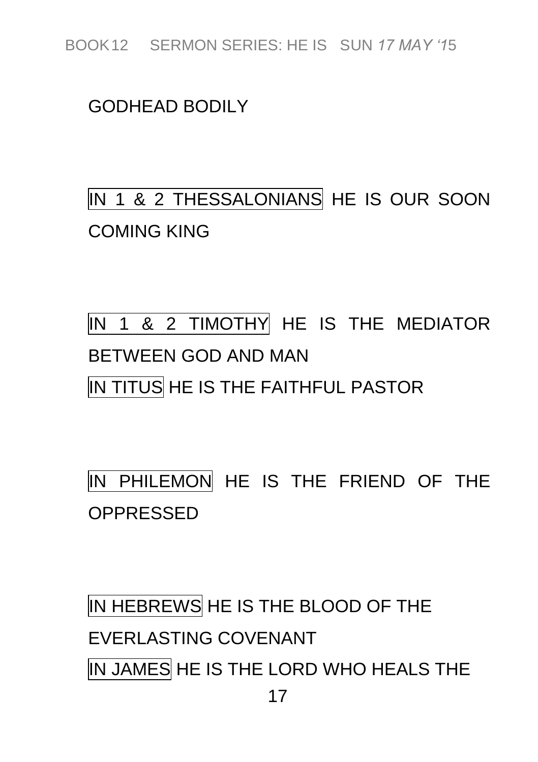GODHEAD BODILY

IN 1 & 2 THESSALONIANS HE IS OUR SOON COMING KING

IN 1 & 2 TIMOTHY HE IS THE MEDIATOR BETWEEN GOD AND MAN
IN TITUS HE IS THE FAITHFUL PASTOR

IN PHILEMON HE IS THE FRIEND OF THE OPPRESSED

IN HEBREWS HE IS THE BLOOD OF THE EVERLASTING COVENANT
IN JAMES HE IS THE LORD WHO HEALS THE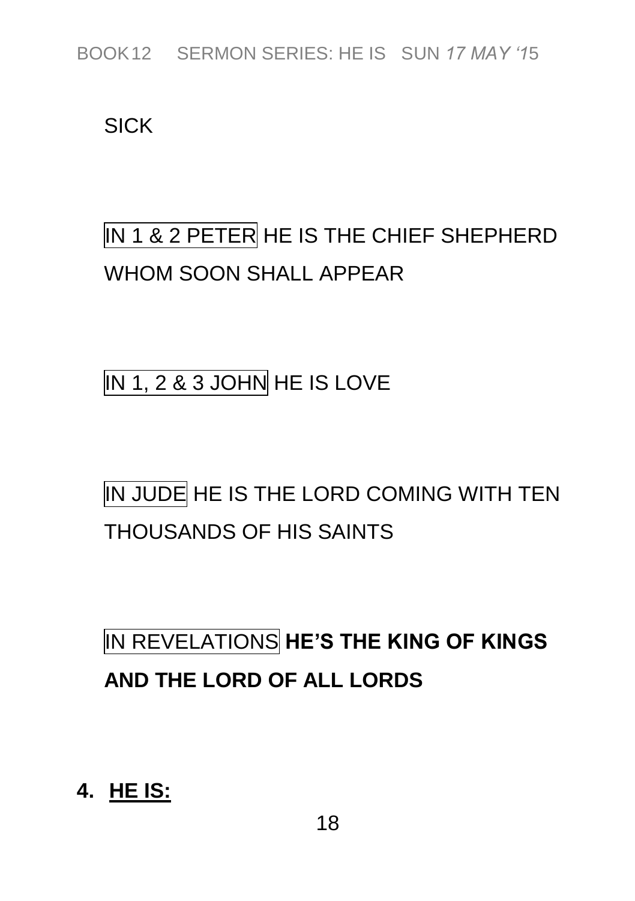SICK

IN 1 & 2 PETER HE IS THE CHIEF SHEPHERD WHOM SOON SHALL APPEAR

IN 1, 2 & 3 JOHN HE IS LOVE

IN JUDE HE IS THE LORD COMING WITH TEN THOUSANDS OF HIS SAINTS

IN REVELATIONS **HE'S THE KING OF KINGS AND THE LORD OF ALL LORDS**

**4. <u>HE IS:</u>**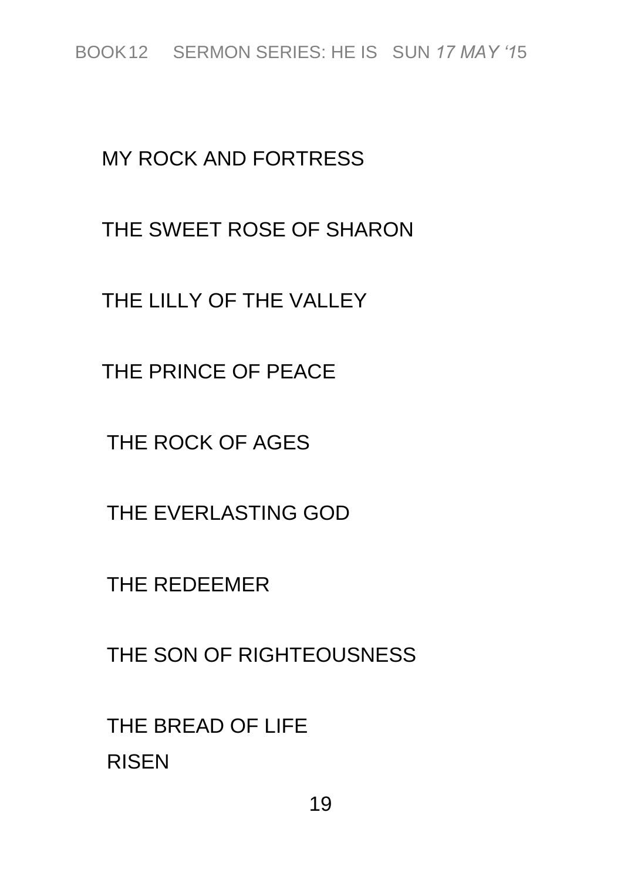MY ROCK AND FORTRESS

THE SWEET ROSE OF SHARON

THE LILLY OF THE VALLEY

THE PRINCE OF PEACE

THE ROCK OF AGES

THE EVERLASTING GOD

THE REDEEMER

THE SON OF RIGHTEOUSNESS

THE BREAD OF LIFE
RISEN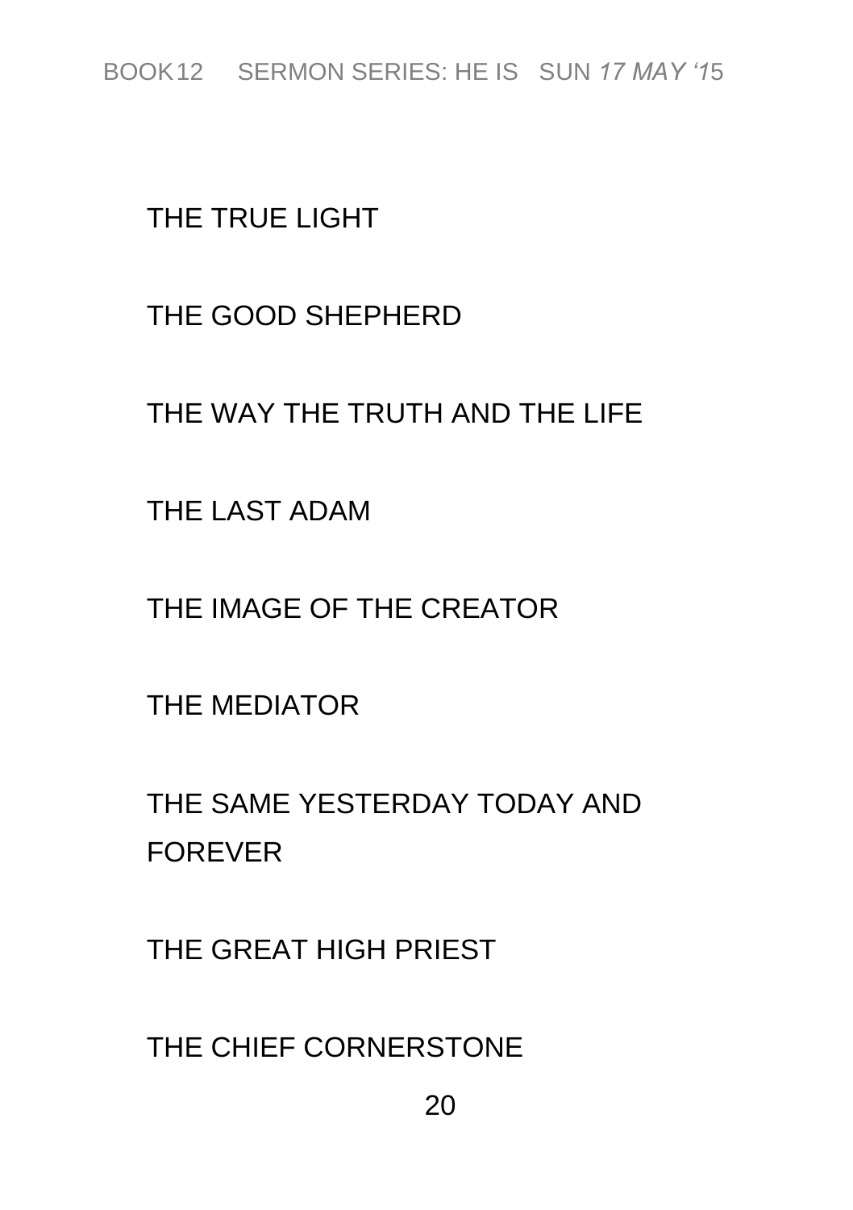THE TRUE LIGHT

THE GOOD SHEPHERD

THE WAY THE TRUTH AND THE LIFE

THE LAST ADAM

THE IMAGE OF THE CREATOR

THE MEDIATOR

THE SAME YESTERDAY TODAY AND FOREVER

THE GREAT HIGH PRIEST

THE CHIEF CORNERSTONE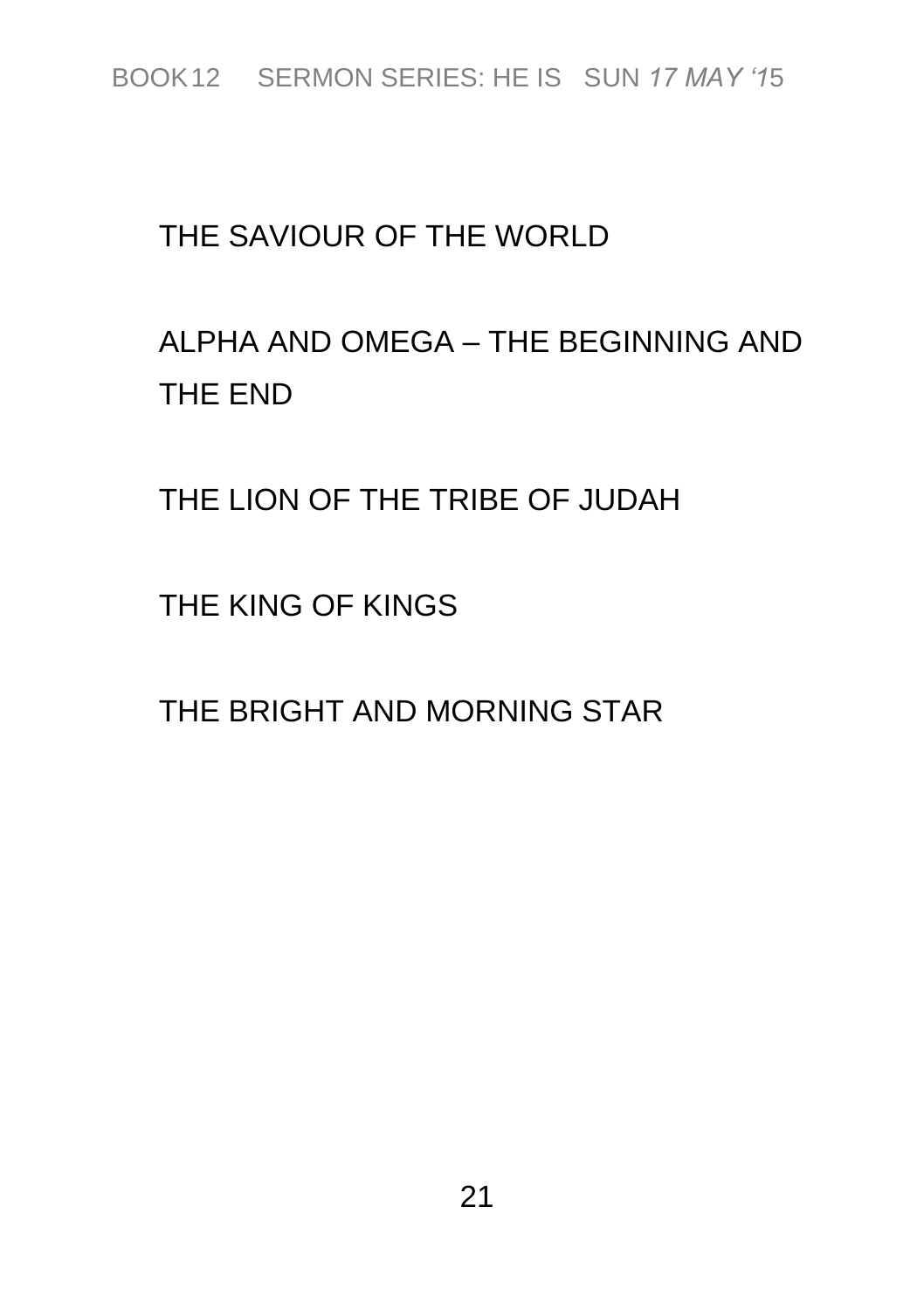THE SAVIOUR OF THE WORLD

ALPHA AND OMEGA – THE BEGINNING AND THE END

THE LION OF THE TRIBE OF JUDAH

THE KING OF KINGS

THE BRIGHT AND MORNING STAR